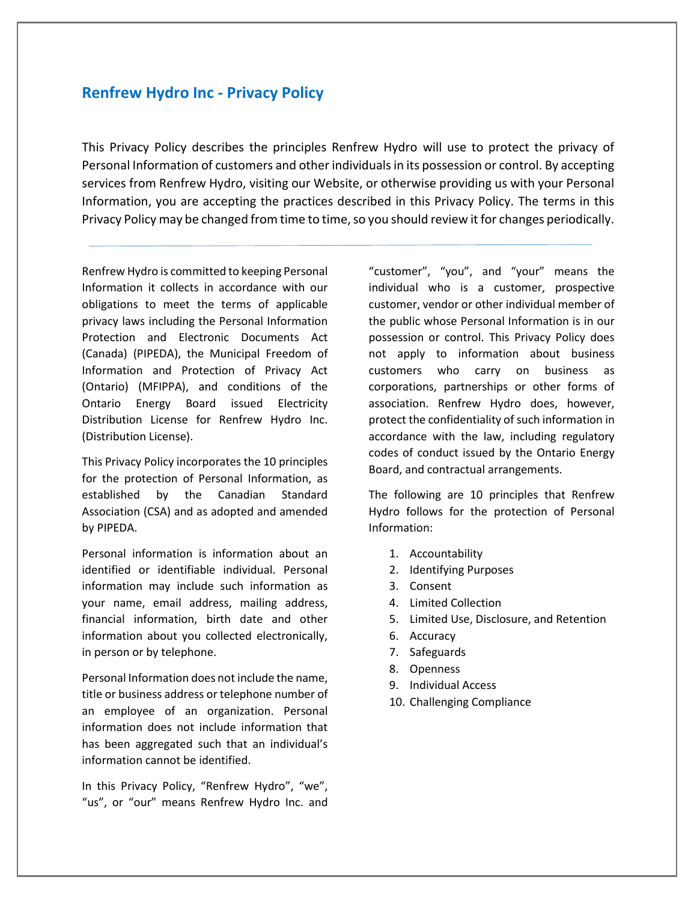# Renfrew Hydro Inc - Privacy Policy

This Privacy Policy describes the principles Renfrew Hydro will use to protect the privacy of Personal Information of customers and other individuals in its possession or control. By accepting services from Renfrew Hydro, visiting our Website, or otherwise providing us with your Personal Information, you are accepting the practices described in this Privacy Policy. The terms in this Privacy Policy may be changed from time to time, so you should review it for changes periodically.

---

Renfrew Hydro is committed to keeping Personal Information it collects in accordance with our obligations to meet the terms of applicable privacy laws including the Personal Information Protection and Electronic Documents Act (Canada) (PIPEDA), the Municipal Freedom of Information and Protection of Privacy Act (Ontario) (MFIPPA), and conditions of the Ontario Energy Board issued Electricity Distribution License for Renfrew Hydro Inc. (Distribution License).

This Privacy Policy incorporates the 10 principles for the protection of Personal Information, as established by the Canadian Standard Association (CSA) and as adopted and amended by PIPEDA.

Personal information is information about an identified or identifiable individual. Personal information may include such information as your name, email address, mailing address, financial information, birth date and other information about you collected electronically, in person or by telephone.

Personal Information does not include the name, title or business address or telephone number of an employee of an organization. Personal information does not include information that has been aggregated such that an individual's information cannot be identified.

In this Privacy Policy, "Renfrew Hydro", "we", "us", or "our" means Renfrew Hydro Inc. and "customer", "you", and "your" means the individual who is a customer, prospective customer, vendor or other individual member of the public whose Personal Information is in our possession or control. This Privacy Policy does not apply to information about business customers who carry on business as corporations, partnerships or other forms of association. Renfrew Hydro does, however, protect the confidentiality of such information in accordance with the law, including regulatory codes of conduct issued by the Ontario Energy Board, and contractual arrangements.

The following are 10 principles that Renfrew Hydro follows for the protection of Personal Information:

1. Accountability
2. Identifying Purposes
3. Consent
4. Limited Collection
5. Limited Use, Disclosure, and Retention
6. Accuracy
7. Safeguards
8. Openness
9. Individual Access
10. Challenging Compliance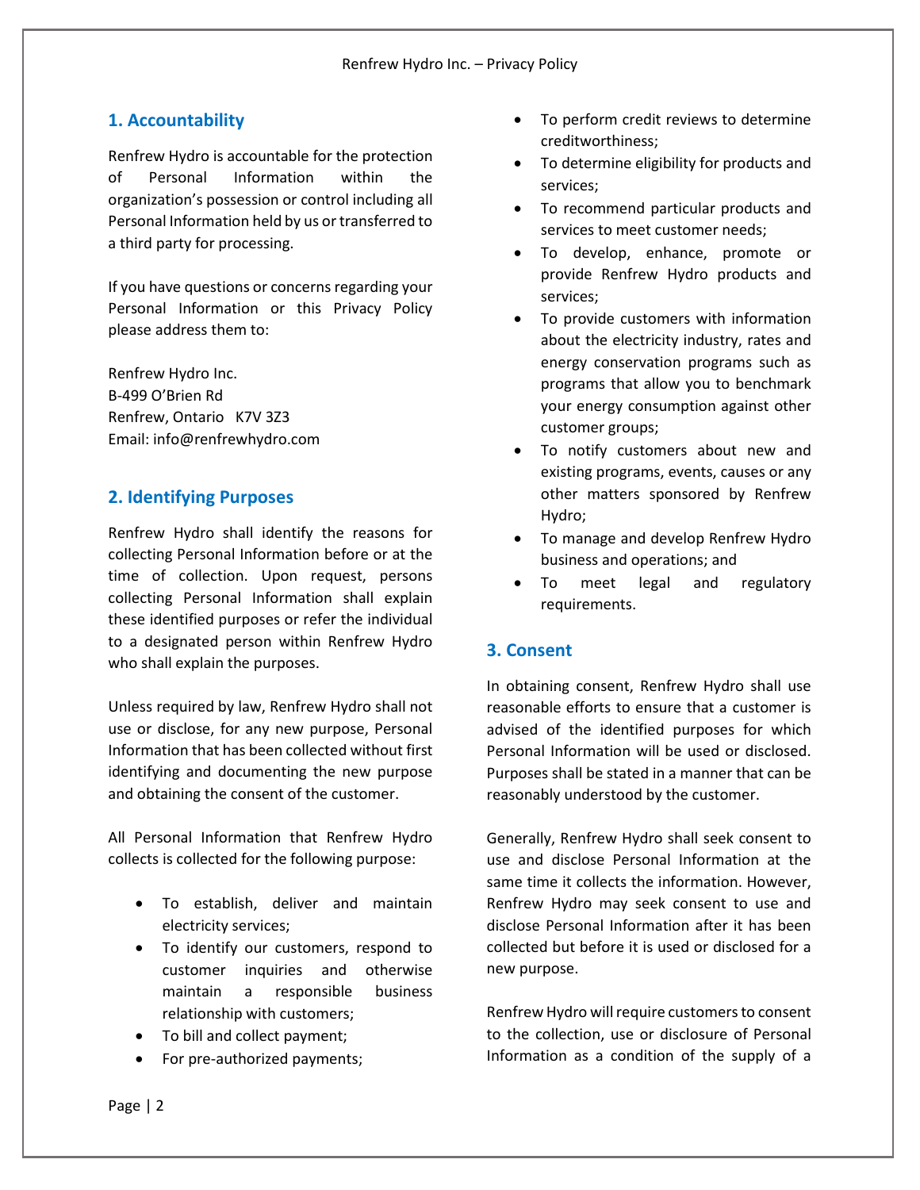## 1. Accountability

Renfrew Hydro is accountable for the protection of Personal Information within the organization's possession or control including all Personal Information held by us or transferred to a third party for processing.

If you have questions or concerns regarding your Personal Information or this Privacy Policy please address them to:

Renfrew Hydro Inc.  
B-499 O'Brien Rd  
Renfrew, Ontario K7V 3Z3  
Email: info@renfrewhydro.com

## 2. Identifying Purposes

Renfrew Hydro shall identify the reasons for collecting Personal Information before or at the time of collection. Upon request, persons collecting Personal Information shall explain these identified purposes or refer the individual to a designated person within Renfrew Hydro who shall explain the purposes.

Unless required by law, Renfrew Hydro shall not use or disclose, for any new purpose, Personal Information that has been collected without first identifying and documenting the new purpose and obtaining the consent of the customer.

All Personal Information that Renfrew Hydro collects is collected for the following purpose:

- To establish, deliver and maintain electricity services;
- To identify our customers, respond to customer inquiries and otherwise maintain a responsible business relationship with customers;
- To bill and collect payment;
- For pre-authorized payments;
- To perform credit reviews to determine creditworthiness;
- To determine eligibility for products and services;
- To recommend particular products and services to meet customer needs;
- To develop, enhance, promote or provide Renfrew Hydro products and services;
- To provide customers with information about the electricity industry, rates and energy conservation programs such as programs that allow you to benchmark your energy consumption against other customer groups;
- To notify customers about new and existing programs, events, causes or any other matters sponsored by Renfrew Hydro;
- To manage and develop Renfrew Hydro business and operations; and
- To meet legal and regulatory requirements.

## 3. Consent

In obtaining consent, Renfrew Hydro shall use reasonable efforts to ensure that a customer is advised of the identified purposes for which Personal Information will be used or disclosed. Purposes shall be stated in a manner that can be reasonably understood by the customer.

Generally, Renfrew Hydro shall seek consent to use and disclose Personal Information at the same time it collects the information. However, Renfrew Hydro may seek consent to use and disclose Personal Information after it has been collected but before it is used or disclosed for a new purpose.

Renfrew Hydro will require customers to consent to the collection, use or disclosure of Personal Information as a condition of the supply of a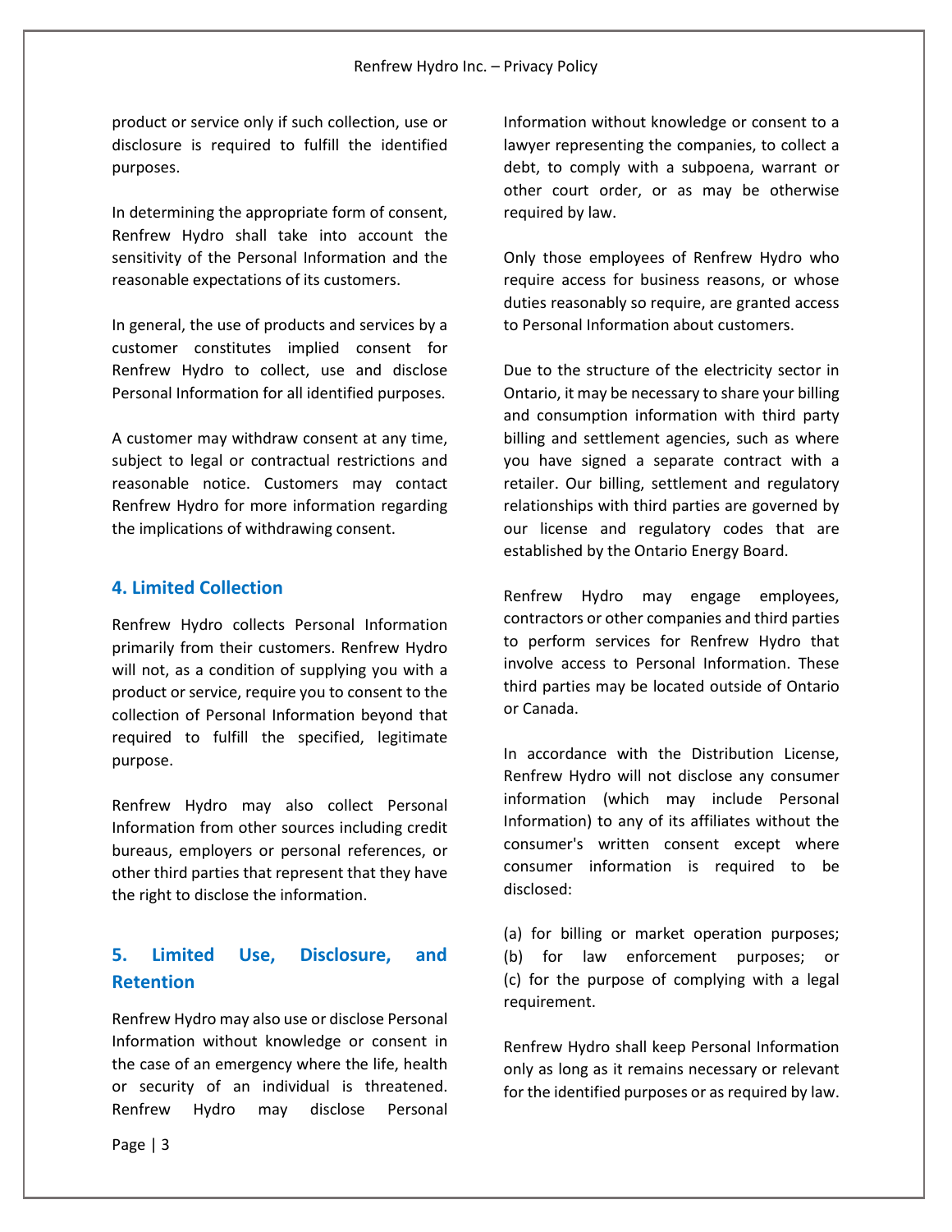product or service only if such collection, use or disclosure is required to fulfill the identified purposes.

In determining the appropriate form of consent, Renfrew Hydro shall take into account the sensitivity of the Personal Information and the reasonable expectations of its customers.

In general, the use of products and services by a customer constitutes implied consent for Renfrew Hydro to collect, use and disclose Personal Information for all identified purposes.

A customer may withdraw consent at any time, subject to legal or contractual restrictions and reasonable notice. Customers may contact Renfrew Hydro for more information regarding the implications of withdrawing consent.

## 4. Limited Collection

Renfrew Hydro collects Personal Information primarily from their customers. Renfrew Hydro will not, as a condition of supplying you with a product or service, require you to consent to the collection of Personal Information beyond that required to fulfill the specified, legitimate purpose.

Renfrew Hydro may also collect Personal Information from other sources including credit bureaus, employers or personal references, or other third parties that represent that they have the right to disclose the information.

## 5. Limited Use, Disclosure, and Retention

Renfrew Hydro may also use or disclose Personal Information without knowledge or consent in the case of an emergency where the life, health or security of an individual is threatened. Renfrew Hydro may disclose Personal Information without knowledge or consent to a lawyer representing the companies, to collect a debt, to comply with a subpoena, warrant or other court order, or as may be otherwise required by law.

Only those employees of Renfrew Hydro who require access for business reasons, or whose duties reasonably so require, are granted access to Personal Information about customers.

Due to the structure of the electricity sector in Ontario, it may be necessary to share your billing and consumption information with third party billing and settlement agencies, such as where you have signed a separate contract with a retailer. Our billing, settlement and regulatory relationships with third parties are governed by our license and regulatory codes that are established by the Ontario Energy Board.

Renfrew Hydro may engage employees, contractors or other companies and third parties to perform services for Renfrew Hydro that involve access to Personal Information. These third parties may be located outside of Ontario or Canada.

In accordance with the Distribution License, Renfrew Hydro will not disclose any consumer information (which may include Personal Information) to any of its affiliates without the consumer's written consent except where consumer information is required to be disclosed:

(a) for billing or market operation purposes;
(b) for law enforcement purposes; or
(c) for the purpose of complying with a legal requirement.

Renfrew Hydro shall keep Personal Information only as long as it remains necessary or relevant for the identified purposes or as required by law.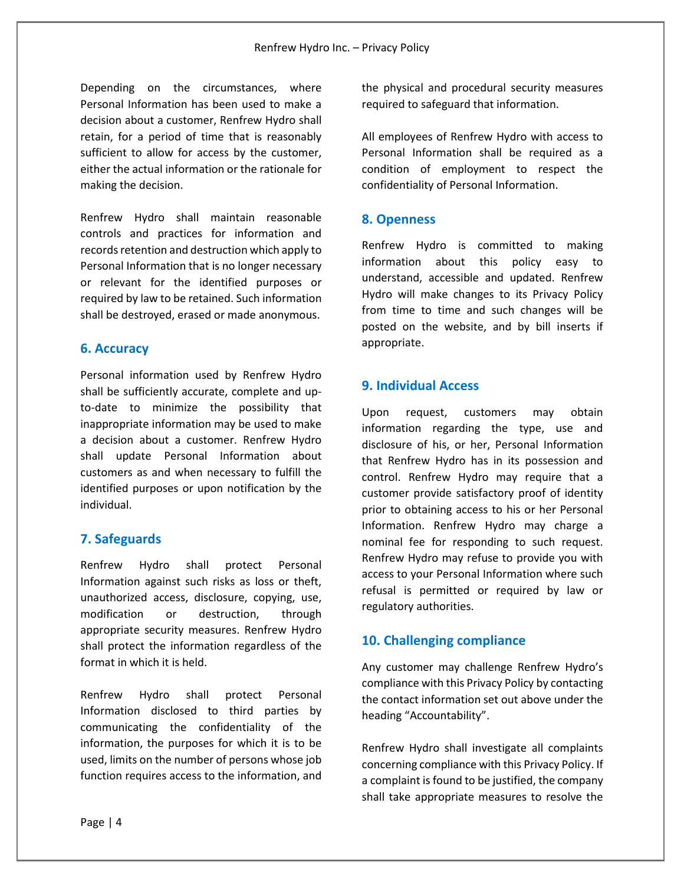Depending on the circumstances, where Personal Information has been used to make a decision about a customer, Renfrew Hydro shall retain, for a period of time that is reasonably sufficient to allow for access by the customer, either the actual information or the rationale for making the decision.

Renfrew Hydro shall maintain reasonable controls and practices for information and records retention and destruction which apply to Personal Information that is no longer necessary or relevant for the identified purposes or required by law to be retained. Such information shall be destroyed, erased or made anonymous.

## 6. Accuracy

Personal information used by Renfrew Hydro shall be sufficiently accurate, complete and up-to-date to minimize the possibility that inappropriate information may be used to make a decision about a customer. Renfrew Hydro shall update Personal Information about customers as and when necessary to fulfill the identified purposes or upon notification by the individual.

## 7. Safeguards

Renfrew Hydro shall protect Personal Information against such risks as loss or theft, unauthorized access, disclosure, copying, use, modification or destruction, through appropriate security measures. Renfrew Hydro shall protect the information regardless of the format in which it is held.

Renfrew Hydro shall protect Personal Information disclosed to third parties by communicating the confidentiality of the information, the purposes for which it is to be used, limits on the number of persons whose job function requires access to the information, and the physical and procedural security measures required to safeguard that information.

All employees of Renfrew Hydro with access to Personal Information shall be required as a condition of employment to respect the confidentiality of Personal Information.

## 8. Openness

Renfrew Hydro is committed to making information about this policy easy to understand, accessible and updated. Renfrew Hydro will make changes to its Privacy Policy from time to time and such changes will be posted on the website, and by bill inserts if appropriate.

## 9. Individual Access

Upon request, customers may obtain information regarding the type, use and disclosure of his, or her, Personal Information that Renfrew Hydro has in its possession and control. Renfrew Hydro may require that a customer provide satisfactory proof of identity prior to obtaining access to his or her Personal Information. Renfrew Hydro may charge a nominal fee for responding to such request. Renfrew Hydro may refuse to provide you with access to your Personal Information where such refusal is permitted or required by law or regulatory authorities.

## 10. Challenging compliance

Any customer may challenge Renfrew Hydro's compliance with this Privacy Policy by contacting the contact information set out above under the heading "Accountability".

Renfrew Hydro shall investigate all complaints concerning compliance with this Privacy Policy. If a complaint is found to be justified, the company shall take appropriate measures to resolve the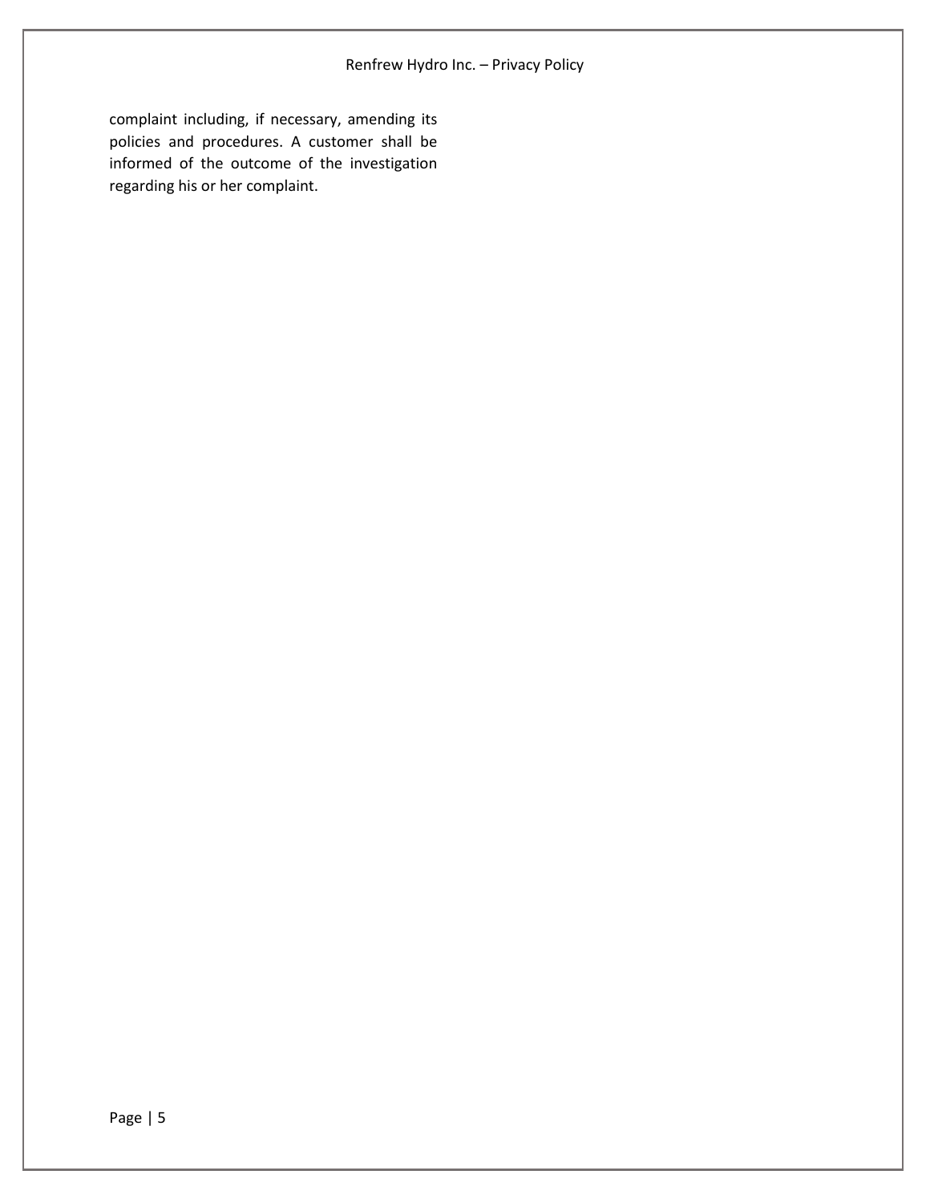complaint including, if necessary, amending its policies and procedures. A customer shall be informed of the outcome of the investigation regarding his or her complaint.